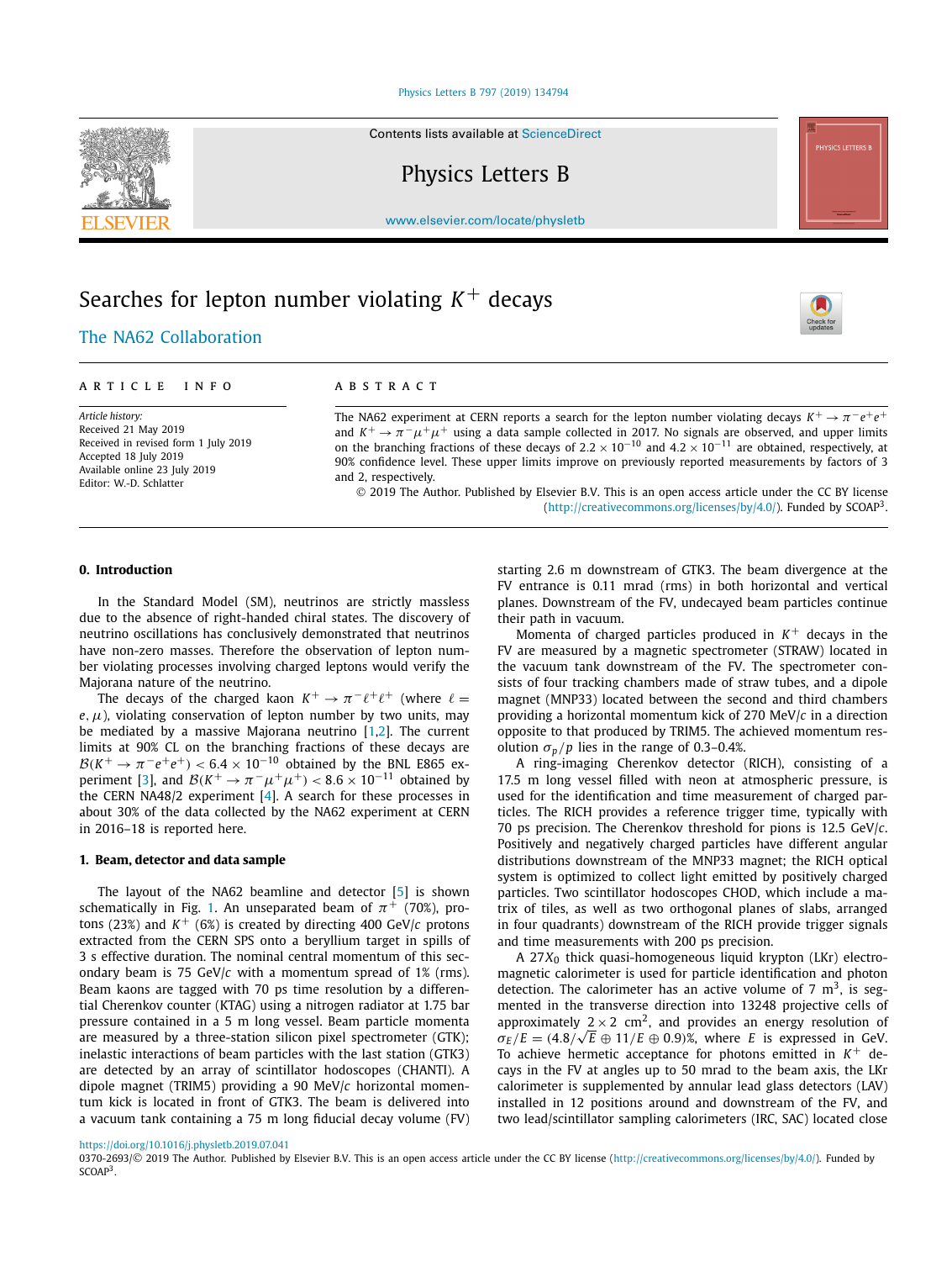Contents lists available at ScienceDirect

# Physics Letters B

www.elsevier.com/locate/physletb

# Searches for lepton number violating $K^+$ decays

The NA62 Collaboration

**ARTICLE INFO**

*Article history:*
Received 21 May 2019
Received in revised form 1 July 2019
Accepted 18 July 2019
Available online 23 July 2019
Editor: W.-D. Schlatter

**ABSTRACT**

The NA62 experiment at CERN reports a search for the lepton number violating decays $K^+ \to \pi^- e^+ e^+$ and $K^+ \to \pi^- \mu^+ \mu^+$ using a data sample collected in 2017. No signals are observed, and upper limits on the branching fractions of these decays of $2.2 \times 10^{-10}$ and $4.2 \times 10^{-11}$ are obtained, respectively, at 90% confidence level. These upper limits improve on previously reported measurements by factors of 3 and 2, respectively.

© 2019 The Author. Published by Elsevier B.V. This is an open access article under the CC BY license (http://creativecommons.org/licenses/by/4.0/). Funded by SCOAP[3].

## 0. Introduction

In the Standard Model (SM), neutrinos are strictly massless due to the absence of right-handed chiral states. The discovery of neutrino oscillations has conclusively demonstrated that neutrinos have non-zero masses. Therefore the observation of lepton number violating processes involving charged leptons would verify the Majorana nature of the neutrino.

The decays of the charged kaon $K^+ \to \pi^- \ell^+ \ell^+$ (where $\ell = e, \mu$), violating conservation of lepton number by two units, may be mediated by a massive Majorana neutrino [1,2]. The current limits at 90% CL on the branching fractions of these decays are $\mathcal{B}(K^+ \to \pi^- e^+ e^+) < 6.4 \times 10^{-10}$ obtained by the BNL E865 experiment [3], and $\mathcal{B}(K^+ \to \pi^- \mu^+ \mu^+) < 8.6 \times 10^{-11}$ obtained by the CERN NA48/2 experiment [4]. A search for these processes in about 30% of the data collected by the NA62 experiment at CERN in 2016–18 is reported here.

## 1. Beam, detector and data sample

The layout of the NA62 beamline and detector [5] is shown schematically in Fig. 1. An unseparated beam of $\pi^+$ (70%), protons (23%) and $K^+$ (6%) is created by directing 400 GeV/$c$ protons extracted from the CERN SPS onto a beryllium target in spills of 3 s effective duration. The nominal central momentum of this secondary beam is 75 GeV/$c$ with a momentum spread of 1% (rms). Beam kaons are tagged with 70 ps time resolution by a differential Cherenkov counter (KTAG) using a nitrogen radiator at 1.75 bar pressure contained in a 5 m long vessel. Beam particle momenta are measured by a three-station silicon pixel spectrometer (GTK); inelastic interactions of beam particles with the last station (GTK3) are detected by an array of scintillator hodoscopes (CHANTI). A dipole magnet (TRIM5) providing a 90 MeV/$c$ horizontal momentum kick is located in front of GTK3. The beam is delivered into a vacuum tank containing a 75 m long fiducial decay volume (FV) starting 2.6 m downstream of GTK3. The beam divergence at the FV entrance is 0.11 mrad (rms) in both horizontal and vertical planes. Downstream of the FV, undecayed beam particles continue their path in vacuum.

Momenta of charged particles produced in $K^+$ decays in the FV are measured by a magnetic spectrometer (STRAW) located in the vacuum tank downstream of the FV. The spectrometer consists of four tracking chambers made of straw tubes, and a dipole magnet (MNP33) located between the second and third chambers providing a horizontal momentum kick of 270 MeV/$c$ in a direction opposite to that produced by TRIM5. The achieved momentum resolution $\sigma_p/p$ lies in the range of 0.3–0.4%.

A ring-imaging Cherenkov detector (RICH), consisting of a 17.5 m long vessel filled with neon at atmospheric pressure, is used for the identification and time measurement of charged particles. The RICH provides a reference trigger time, typically with 70 ps precision. The Cherenkov threshold for pions is 12.5 GeV/$c$. Positively and negatively charged particles have different angular distributions downstream of the MNP33 magnet; the RICH optical system is optimized to collect light emitted by positively charged particles. Two scintillator hodoscopes CHOD, which include a matrix of tiles, as well as two orthogonal planes of slabs, arranged in four quadrants) downstream of the RICH provide trigger signals and time measurements with 200 ps precision.

A $27X_0$ thick quasi-homogeneous liquid krypton (LKr) electromagnetic calorimeter is used for particle identification and photon detection. The calorimeter has an active volume of 7 m$^3$, is segmented in the transverse direction into 13248 projective cells of approximately $2 \times 2$ cm$^2$, and provides an energy resolution of $\sigma_E/E = (4.8/\sqrt{E} \oplus 11/E \oplus 0.9)\%$, where $E$ is expressed in GeV. To achieve hermetic acceptance for photons emitted in $K^+$ decays in the FV at angles up to 50 mrad to the beam axis, the LKr calorimeter is supplemented by annular lead glass detectors (LAV) installed in 12 positions around and downstream of the FV, and two lead/scintillator sampling calorimeters (IRC, SAC) located close

https://doi.org/10.1016/j.physletb.2019.07.041
0370-2693/© 2019 The Author. Published by Elsevier B.V. This is an open access article under the CC BY license (http://creativecommons.org/licenses/by/4.0/). Funded by SCOAP[3].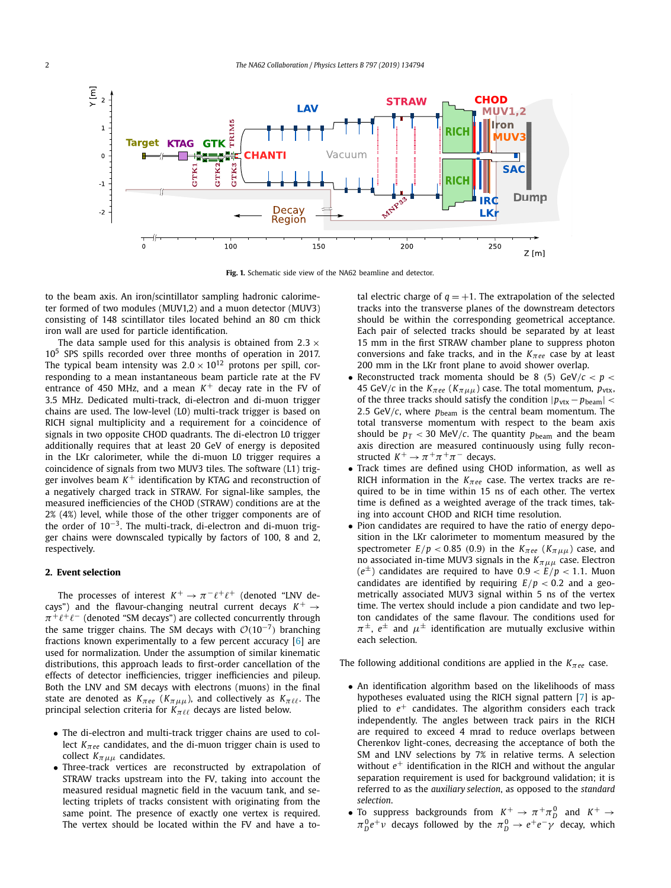Fig. 1. Schematic side view of the NA62 beamline and detector.

to the beam axis. An iron/scintillator sampling hadronic calorimeter formed of two modules (MUV1,2) and a muon detector (MUV3) consisting of 148 scintillator tiles located behind an 80 cm thick iron wall are used for particle identification.

The data sample used for this analysis is obtained from $2.3 \times 10^5$ SPS spills recorded over three months of operation in 2017. The typical beam intensity was $2.0 \times 10^{12}$ protons per spill, corresponding to a mean instantaneous beam particle rate at the FV entrance of 450 MHz, and a mean $K^+$ decay rate in the FV of 3.5 MHz. Dedicated multi-track, di-electron and di-muon trigger chains are used. The low-level (L0) multi-track trigger is based on RICH signal multiplicity and a requirement for a coincidence of signals in two opposite CHOD quadrants. The di-electron L0 trigger additionally requires that at least 20 GeV of energy is deposited in the LKr calorimeter, while the di-muon L0 trigger requires a coincidence of signals from two MUV3 tiles. The software (L1) trigger involves beam $K^+$ identification by KTAG and reconstruction of a negatively charged track in STRAW. For signal-like samples, the measured inefficiencies of the CHOD (STRAW) conditions are at the 2% (4%) level, while those of the other trigger components are of the order of $10^{-3}$. The multi-track, di-electron and di-muon trigger chains were downscaled typically by factors of 100, 8 and 2, respectively.

## 2. Event selection

The processes of interest $K^+ \to \pi^-\ell^+\ell^+$ (denoted "LNV decays") and the flavour-changing neutral current decays $K^+ \to \pi^+\ell^+\ell^-$ (denoted "SM decays") are collected concurrently through the same trigger chains. The SM decays with $\mathcal{O}(10^{-7})$ branching fractions known experimentally to a few percent accuracy [6] are used for normalization. Under the assumption of similar kinematic distributions, this approach leads to first-order cancellation of the effects of detector inefficiencies, trigger inefficiencies and pileup. Both the LNV and SM decays with electrons (muons) in the final state are denoted as $K_{\pi ee}$ ($K_{\pi\mu\mu}$), and collectively as $K_{\pi\ell\ell}$. The principal selection criteria for $K_{\pi\ell\ell}$ decays are listed below.

- The di-electron and multi-track trigger chains are used to collect $K_{\pi ee}$ candidates, and the di-muon trigger chain is used to collect $K_{\pi\mu\mu}$ candidates.
- Three-track vertices are reconstructed by extrapolation of STRAW tracks upstream into the FV, taking into account the measured residual magnetic field in the vacuum tank, and selecting triplets of tracks consistent with originating from the same point. The presence of exactly one vertex is required. The vertex should be located within the FV and have a total electric charge of $q = +1$. The extrapolation of the selected tracks into the transverse planes of the downstream detectors should be within the corresponding geometrical acceptance. Each pair of selected tracks should be separated by at least 15 mm in the first STRAW chamber plane to suppress photon conversions and fake tracks, and in the $K_{\pi ee}$ case by at least 200 mm in the LKr front plane to avoid shower overlap.
- Reconstructed track momenta should be 8 (5) GeV/$c < p <$ 45 GeV/$c$ in the $K_{\pi ee}$ ($K_{\pi\mu\mu}$) case. The total momentum, $p_{\text{vtx}}$, of the three tracks should satisfy the condition $|p_{\text{vtx}} - p_{\text{beam}}| <$ 2.5 GeV/$c$, where $p_{\text{beam}}$ is the central beam momentum. The total transverse momentum with respect to the beam axis should be $p_T <$ 30 MeV/$c$. The quantity $p_{\text{beam}}$ and the beam axis direction are measured continuously using fully reconstructed $K^+ \to \pi^+\pi^+\pi^-$ decays.
- Track times are defined using CHOD information, as well as RICH information in the $K_{\pi ee}$ case. The vertex tracks are required to be in time within 15 ns of each other. The vertex time is defined as a weighted average of the track times, taking into account CHOD and RICH time resolution.
- Pion candidates are required to have the ratio of energy deposition in the LKr calorimeter to momentum measured by the spectrometer $E/p < 0.85$ (0.9) in the $K_{\pi ee}$ ($K_{\pi\mu\mu}$) case, and no associated in-time MUV3 signals in the $K_{\pi\mu\mu}$ case. Electron ($e^\pm$) candidates are required to have $0.9 < E/p < 1.1$. Muon candidates are identified by requiring $E/p < 0.2$ and a geometrically associated MUV3 signal within 5 ns of the vertex time. The vertex should include a pion candidate and two lepton candidates of the same flavour. The conditions used for $\pi^\pm$, $e^\pm$ and $\mu^\pm$ identification are mutually exclusive within each selection.

The following additional conditions are applied in the $K_{\pi ee}$ case.

- An identification algorithm based on the likelihoods of mass hypotheses evaluated using the RICH signal pattern [7] is applied to $e^+$ candidates. The algorithm considers each track independently. The angles between track pairs in the RICH are required to exceed 4 mrad to reduce overlaps between Cherenkov light-cones, decreasing the acceptance of both the SM and LNV selections by 7% in relative terms. A selection without $e^+$ identification in the RICH and without the angular separation requirement is used for background validation; it is referred to as the *auxiliary selection*, as opposed to the *standard selection*.
- To suppress backgrounds from $K^+ \to \pi^+\pi^0_D$ and $K^+ \to \pi^0_D e^+\nu$ decays followed by the $\pi^0_D \to e^+e^-\gamma$ decay, which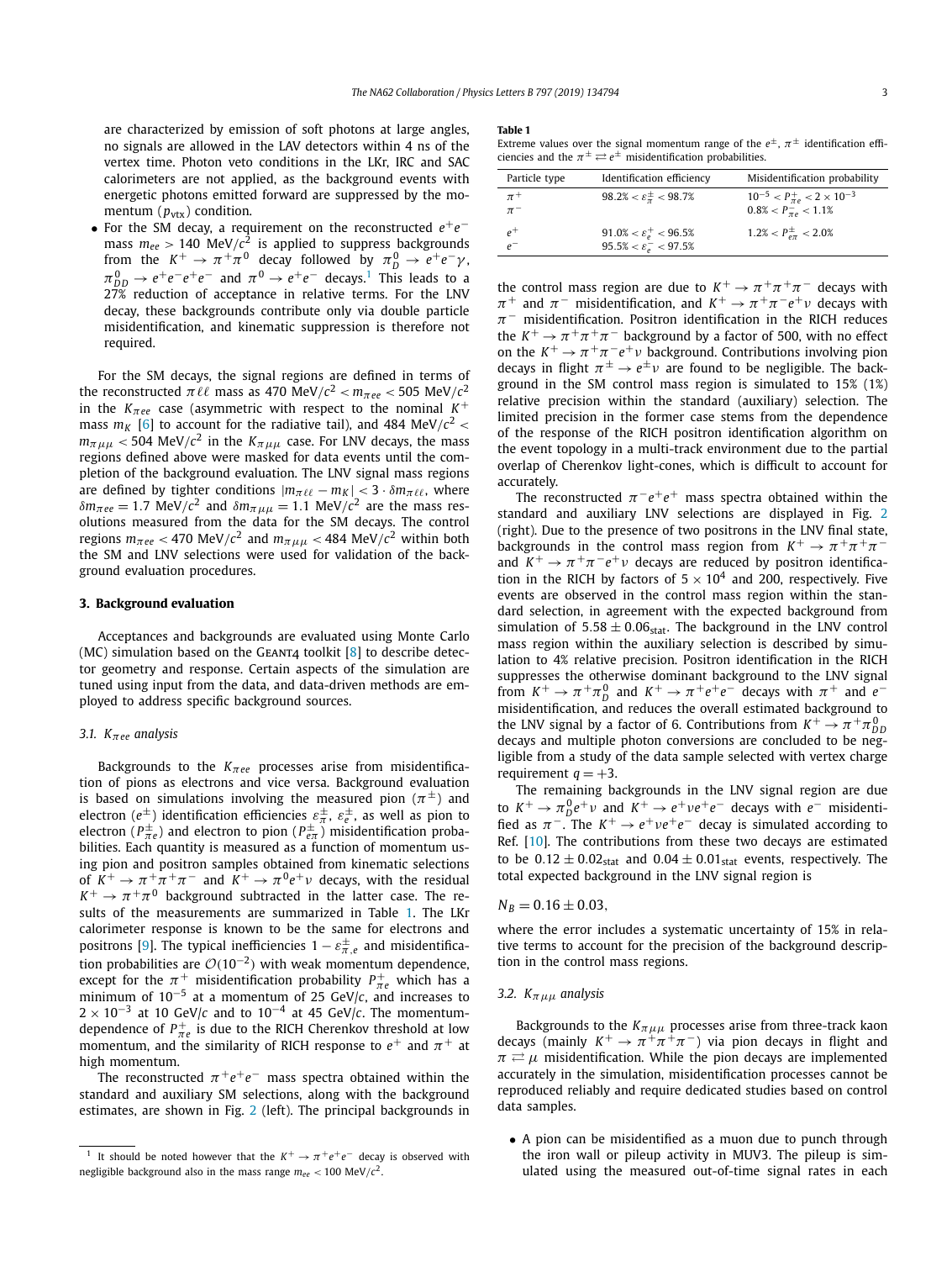are characterized by emission of soft photons at large angles, no signals are allowed in the LAV detectors within 4 ns of the vertex time. Photon veto conditions in the LKr, IRC and SAC calorimeters are not applied, as the background events with energetic photons emitted forward are suppressed by the momentum ($p_{\rm vtx}$) condition.

- For the SM decay, a requirement on the reconstructed $e^+e^-$ mass $m_{ee} > 140$ MeV/$c^2$ is applied to suppress backgrounds from the $K^+ \to \pi^+\pi^0$ decay followed by $\pi^0_D \to e^+e^-\gamma$, $\pi^0_{DD} \to e^+e^-e^+e^-$ and $\pi^0 \to e^+e^-$ decays.[1] This leads to a 27% reduction of acceptance in relative terms. For the LNV decay, these backgrounds contribute only via double particle misidentification, and kinematic suppression is therefore not required.

For the SM decays, the signal regions are defined in terms of the reconstructed $\pi\ell\ell$ mass as 470 MeV/$c^2 < m_{\pi ee} <$ 505 MeV/$c^2$ in the $K_{\pi ee}$ case (asymmetric with respect to the nominal $K^+$ mass $m_K$ [6] to account for the radiative tail), and 484 MeV/$c^2 < m_{\pi\mu\mu} <$ 504 MeV/$c^2$ in the $K_{\pi\mu\mu}$ case. For LNV decays, the mass regions defined above were masked for data events until the completion of the background evaluation. The LNV signal mass regions are defined by tighter conditions $|m_{\pi\ell\ell} - m_K| < 3 \cdot \delta m_{\pi\ell\ell}$, where $\delta m_{\pi ee} = 1.7$ MeV/$c^2$ and $\delta m_{\pi\mu\mu} = 1.1$ MeV/$c^2$ are the mass resolutions measured from the data for the SM decays. The control regions $m_{\pi ee} < 470$ MeV/$c^2$ and $m_{\pi\mu\mu} < 484$ MeV/$c^2$ within both the SM and LNV selections were used for validation of the background evaluation procedures.

## 3. Background evaluation

Acceptances and backgrounds are evaluated using Monte Carlo (MC) simulation based on the GEANT4 toolkit [8] to describe detector geometry and response. Certain aspects of the simulation are tuned using input from the data, and data-driven methods are employed to address specific background sources.

### 3.1. $K_{\pi ee}$ analysis

Backgrounds to the $K_{\pi ee}$ processes arise from misidentification of pions as electrons and vice versa. Background evaluation is based on simulations involving the measured pion ($\pi^\pm$) and electron ($e^\pm$) identification efficiencies $\varepsilon^\pm_\pi$, $\varepsilon^\pm_e$, as well as pion to electron ($P^\pm_{\pi e}$) and electron to pion ($P^\pm_{e\pi}$) misidentification probabilities. Each quantity is measured as a function of momentum using pion and positron samples obtained from kinematic selections of $K^+ \to \pi^+\pi^+\pi^-$ and $K^+ \to \pi^0 e^+\nu$ decays, with the residual $K^+ \to \pi^+\pi^0$ background subtracted in the latter case. The results of the measurements are summarized in Table 1. The LKr calorimeter response is known to be the same for electrons and positrons [9]. The typical inefficiencies $1 - \varepsilon^\pm_{\pi,e}$ and misidentification probabilities are $\mathcal{O}(10^{-2})$ with weak momentum dependence, except for the $\pi^+$ misidentification probability $P^+_{\pi e}$ which has a minimum of $10^{-5}$ at a momentum of 25 GeV/$c$, and increases to $2 \times 10^{-3}$ at 10 GeV/$c$ and to $10^{-4}$ at 45 GeV/$c$. The momentum-dependence of $P^+_{\pi e}$ is due to the RICH Cherenkov threshold at low momentum, and the similarity of RICH response to $e^+$ and $\pi^+$ at high momentum.

**Table 1**
Extreme values over the signal momentum range of the $e^\pm$, $\pi^\pm$ identification efficiencies and the $\pi^\pm \rightleftarrows e^\pm$ misidentification probabilities.

| Particle type | Identification efficiency | Misidentification probability |
|---|---|---|
| $\pi^+$ | $98.2\% < \varepsilon^\pm_\pi < 98.7\%$ | $10^{-5} < P^+_{\pi e} < 2 \times 10^{-3}$ |
| $\pi^-$ | | $0.8\% < P^-_{\pi e} < 1.1\%$ |
| $e^+$ | $91.0\% < \varepsilon^+_e < 96.5\%$ | $1.2\% < P^\pm_{e\pi} < 2.0\%$ |
| $e^-$ | $95.5\% < \varepsilon^-_e < 97.5\%$ | |

The reconstructed $\pi^+e^+e^-$ mass spectra obtained within the standard and auxiliary SM selections, along with the background estimates, are shown in Fig. 2 (left). The principal backgrounds in the control mass region are due to $K^+ \to \pi^+\pi^+\pi^-$ decays with $\pi^+$ and $\pi^-$ misidentification, and $K^+ \to \pi^+\pi^-e^+\nu$ decays with $\pi^-$ misidentification. Positron identification in the RICH reduces the $K^+ \to \pi^+\pi^+\pi^-$ background by a factor of 500, with no effect on the $K^+ \to \pi^+\pi^-e^+\nu$ background. Contributions involving pion decays in flight $\pi^\pm \to e^\pm\nu$ are found to be negligible. The background in the SM control mass region is simulated to 15% (1%) relative precision within the standard (auxiliary) selection. The limited precision in the former case stems from the dependence of the response of the RICH positron identification algorithm on the event topology in a multi-track environment due to the partial overlap of Cherenkov light-cones, which is difficult to account for accurately.

The reconstructed $\pi^-e^+e^+$ mass spectra obtained within the standard and auxiliary LNV selections are displayed in Fig. 2 (right). Due to the presence of two positrons in the LNV final state, backgrounds in the control mass region from $K^+ \to \pi^+\pi^+\pi^-$ and $K^+ \to \pi^+\pi^-e^+\nu$ decays are reduced by positron identification in the RICH by factors of $5 \times 10^4$ and 200, respectively. Five events are observed in the control mass region within the standard selection, in agreement with the expected background from simulation of $5.58 \pm 0.06_{\rm stat}$. The background in the LNV control mass region within the auxiliary selection is described by simulation to 4% relative precision. Positron identification in the RICH suppresses the otherwise dominant background to the LNV signal from $K^+ \to \pi^+\pi^0_D$ and $K^+ \to \pi^+e^+e^-$ decays with $\pi^+$ and $e^-$ misidentification, and reduces the overall estimated background to the LNV signal by a factor of 6. Contributions from $K^+ \to \pi^+\pi^0_{DD}$ decays and multiple photon conversions are concluded to be negligible from a study of the data sample selected with vertex charge requirement $q = +3$.

The remaining backgrounds in the LNV signal region are due to $K^+ \to \pi^0_D e^+\nu$ and $K^+ \to e^+\nu e^+e^-$ decays with $e^-$ misidentified as $\pi^-$. The $K^+ \to e^+\nu e^+e^-$ decay is simulated according to Ref. [10]. The contributions from these two decays are estimated to be $0.12 \pm 0.02_{\rm stat}$ and $0.04 \pm 0.01_{\rm stat}$ events, respectively. The total expected background in the LNV signal region is

$$N_B = 0.16 \pm 0.03,$$

where the error includes a systematic uncertainty of 15% in relative terms to account for the precision of the background description in the control mass regions.

### 3.2. $K_{\pi\mu\mu}$ analysis

Backgrounds to the $K_{\pi\mu\mu}$ processes arise from three-track kaon decays (mainly $K^+ \to \pi^+\pi^+\pi^-$) via pion decays in flight and $\pi \rightleftarrows \mu$ misidentification. While the pion decays are implemented accurately in the simulation, misidentification processes cannot be reproduced reliably and require dedicated studies based on control data samples.

- A pion can be misidentified as a muon due to punch through the iron wall or pileup activity in MUV3. The pileup is simulated using the measured out-of-time signal rates in each

[1] It should be noted however that the $K^+ \to \pi^+e^+e^-$ decay is observed with negligible background also in the mass range $m_{ee} < 100$ MeV/$c^2$.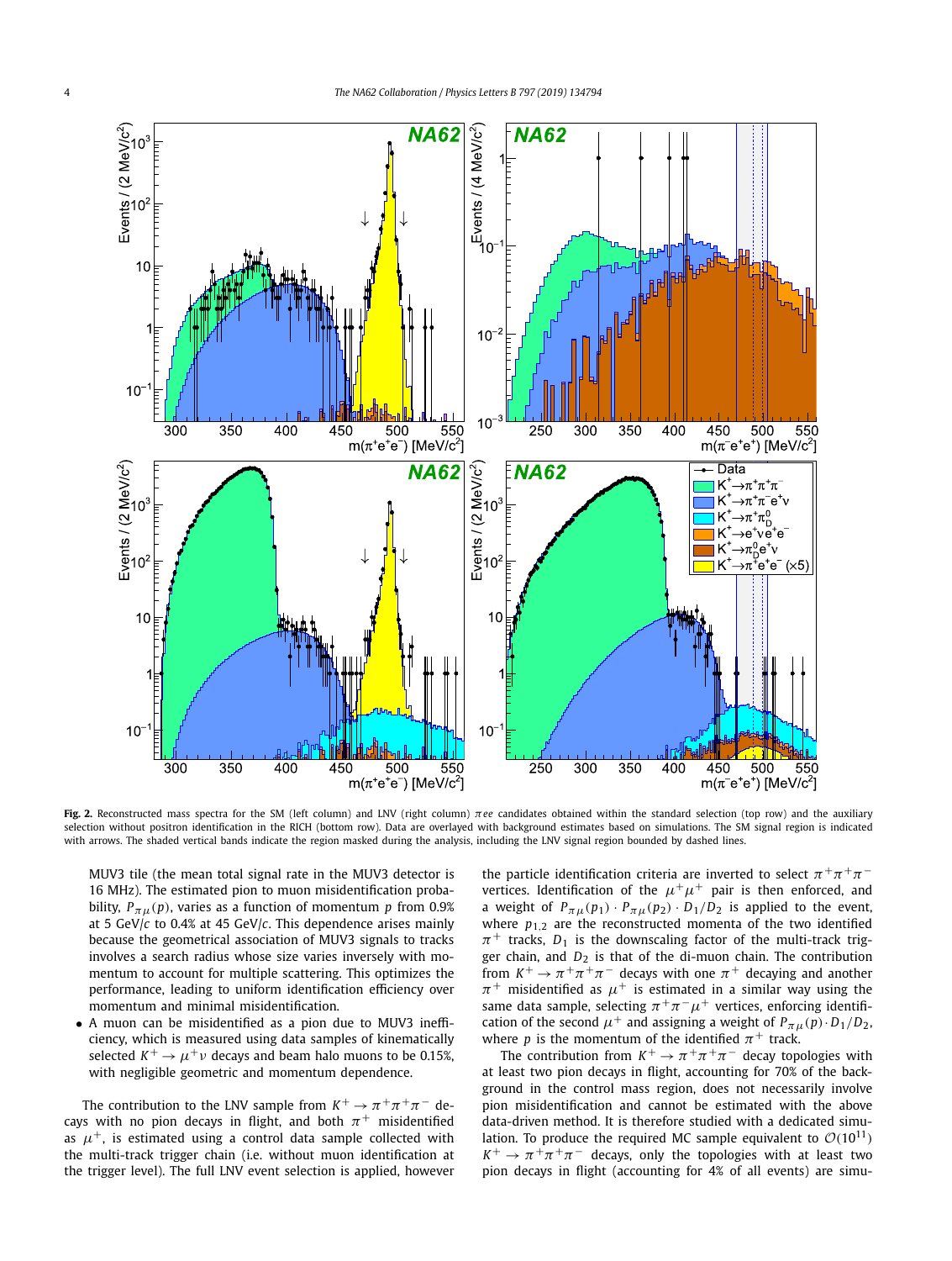Fig. 2. Reconstructed mass spectra for the SM (left column) and LNV (right column) $\pi ee$ candidates obtained within the standard selection (top row) and the auxiliary selection without positron identification in the RICH (bottom row). Data are overlayed with background estimates based on simulations. The SM signal region is indicated with arrows. The shaded vertical bands indicate the region masked during the analysis, including the LNV signal region bounded by dashed lines.

MUV3 tile (the mean total signal rate in the MUV3 detector is 16 MHz). The estimated pion to muon misidentification probability, $P_{\pi\mu}(p)$, varies as a function of momentum $p$ from 0.9% at 5 GeV/$c$ to 0.4% at 45 GeV/$c$. This dependence arises mainly because the geometrical association of MUV3 signals to tracks involves a search radius whose size varies inversely with momentum to account for multiple scattering. This optimizes the performance, leading to uniform identification efficiency over momentum and minimal misidentification.

- A muon can be misidentified as a pion due to MUV3 inefficiency, which is measured using data samples of kinematically selected $K^+ \to \mu^+\nu$ decays and beam halo muons to be 0.15%, with negligible geometric and momentum dependence.

The contribution to the LNV sample from $K^+ \to \pi^+\pi^+\pi^-$ decays with no pion decays in flight, and both $\pi^+$ misidentified as $\mu^+$, is estimated using a control data sample collected with the multi-track trigger chain (i.e. without muon identification at the trigger level). The full LNV event selection is applied, however the particle identification criteria are inverted to select $\pi^+\pi^+\pi^-$ vertices. Identification of the $\mu^+\mu^+$ pair is then enforced, and a weight of $P_{\pi\mu}(p_1) \cdot P_{\pi\mu}(p_2) \cdot D_1/D_2$ is applied to the event, where $p_{1,2}$ are the reconstructed momenta of the two identified $\pi^+$ tracks, $D_1$ is the downscaling factor of the multi-track trigger chain, and $D_2$ is that of the di-muon chain. The contribution from $K^+ \to \pi^+\pi^+\pi^-$ decays with one $\pi^+$ decaying and another $\pi^+$ misidentified as $\mu^+$ is estimated in a similar way using the same data sample, selecting $\pi^+\pi^-\mu^+$ vertices, enforcing identification of the second $\mu^+$ and assigning a weight of $P_{\pi\mu}(p) \cdot D_1/D_2$, where $p$ is the momentum of the identified $\pi^+$ track.

The contribution from $K^+ \to \pi^+\pi^+\pi^-$ decay topologies with at least two pion decays in flight, accounting for 70% of the background in the control mass region, does not necessarily involve pion misidentification and cannot be estimated with the above data-driven method. It is therefore studied with a dedicated simulation. To produce the required MC sample equivalent to $\mathcal{O}(10^{11})$ $K^+ \to \pi^+\pi^+\pi^-$ decays, only the topologies with at least two pion decays in flight (accounting for 4% of all events) are simu-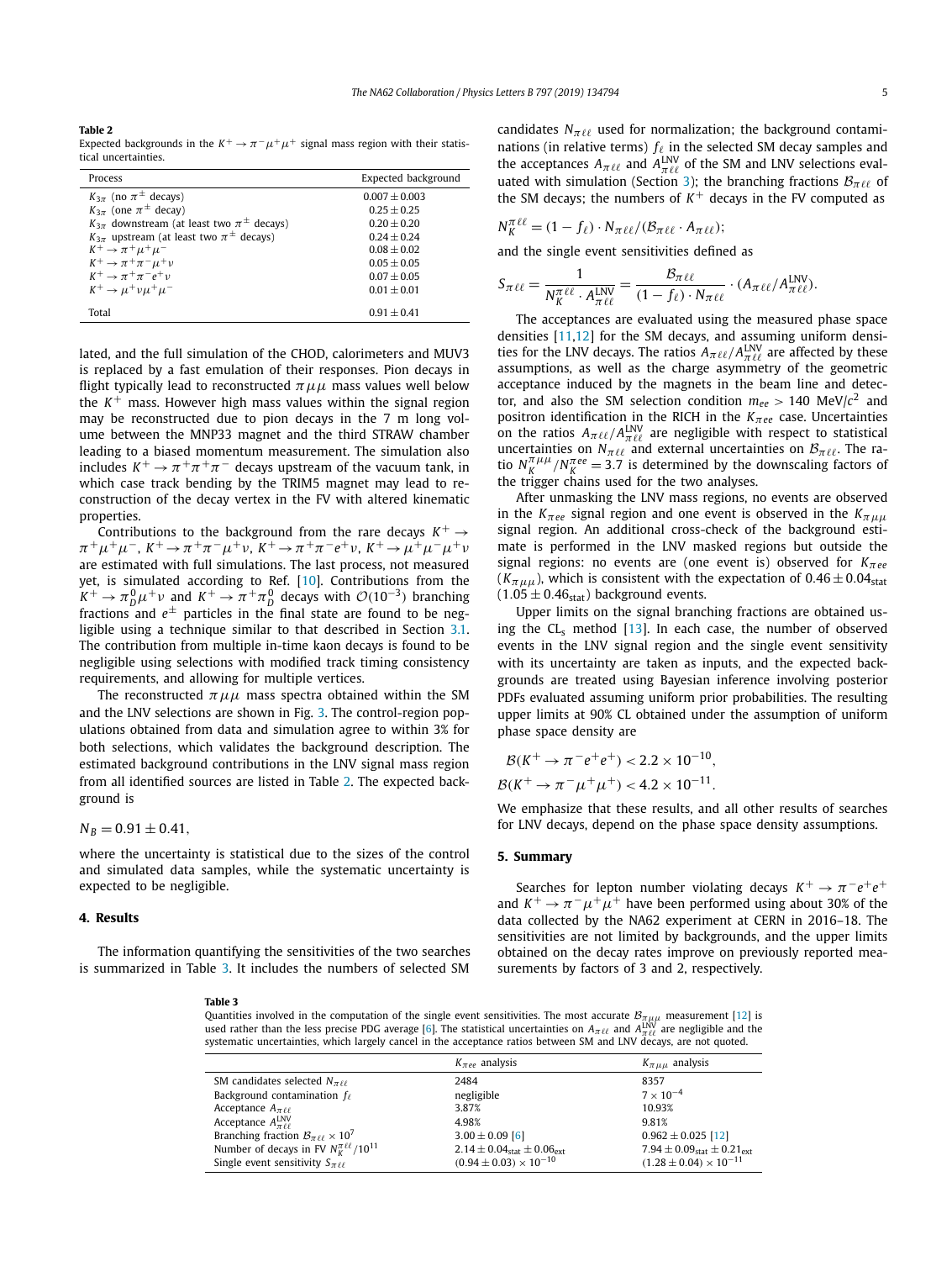**Table 2**
Expected backgrounds in the $K^+ \to \pi^-\mu^+\mu^+$ signal mass region with their statistical uncertainties.

| Process | Expected background |
|---|---|
| $K_{3\pi}$ (no $\pi^\pm$ decays) | $0.007 \pm 0.003$ |
| $K_{3\pi}$ (one $\pi^\pm$ decay) | $0.25 \pm 0.25$ |
| $K_{3\pi}$ downstream (at least two $\pi^\pm$ decays) | $0.20 \pm 0.20$ |
| $K_{3\pi}$ upstream (at least two $\pi^\pm$ decays) | $0.24 \pm 0.24$ |
| $K^+ \to \pi^+\mu^+\mu^-$ | $0.08 \pm 0.02$ |
| $K^+ \to \pi^+\pi^-\mu^+\nu$ | $0.05 \pm 0.05$ |
| $K^+ \to \pi^+\pi^-e^+\nu$ | $0.07 \pm 0.05$ |
| $K^+ \to \mu^+\nu\mu^+\mu^-$ | $0.01 \pm 0.01$ |
| Total | $0.91 \pm 0.41$ |

lated, and the full simulation of the CHOD, calorimeters and MUV3 is replaced by a fast emulation of their responses. Pion decays in flight typically lead to reconstructed $\pi\mu\mu$ mass values well below the $K^+$ mass. However high mass values within the signal region may be reconstructed due to pion decays in the 7 m long volume between the MNP33 magnet and the third STRAW chamber leading to a biased momentum measurement. The simulation also includes $K^+ \to \pi^+\pi^+\pi^-$ decays upstream of the vacuum tank, in which case track bending by the TRIM5 magnet may lead to reconstruction of the decay vertex in the FV with altered kinematic properties.

Contributions to the background from the rare decays $K^+ \to \pi^+\mu^+\mu^-$, $K^+ \to \pi^+\pi^-\mu^+\nu$, $K^+ \to \pi^+\pi^-e^+\nu$, $K^+ \to \mu^+\mu^-\mu^+\nu$ are estimated with full simulations. The last process, not measured yet, is simulated according to Ref. [10]. Contributions from the $K^+ \to \pi^0_D\mu^+\nu$ and $K^+ \to \pi^+\pi^0_D$ decays with $\mathcal{O}(10^{-3})$ branching fractions and $e^\pm$ particles in the final state are found to be negligible using a technique similar to that described in Section 3.1. The contribution from multiple in-time kaon decays is found to be negligible using selections with modified track timing consistency requirements, and allowing for multiple vertices.

The reconstructed $\pi\mu\mu$ mass spectra obtained within the SM and the LNV selections are shown in Fig. 3. The control-region populations obtained from data and simulation agree to within 3% for both selections, which validates the background description. The estimated background contributions in the LNV signal mass region from all identified sources are listed in Table 2. The expected background is

$$N_B = 0.91 \pm 0.41,$$

where the uncertainty is statistical due to the sizes of the control and simulated data samples, while the systematic uncertainty is expected to be negligible.

## 4. Results

The information quantifying the sensitivities of the two searches is summarized in Table 3. It includes the numbers of selected SM candidates $N_{\pi\ell\ell}$ used for normalization; the background contaminations (in relative terms) $f_\ell$ in the selected SM decay samples and the acceptances $A_{\pi\ell\ell}$ and $A^{\rm LNV}_{\pi\ell\ell}$ of the SM and LNV selections evaluated with simulation (Section 3); the branching fractions $\mathcal{B}_{\pi\ell\ell}$ of the SM decays; the numbers of $K^+$ decays in the FV computed as

$$N_K^{\pi\ell\ell} = (1 - f_\ell) \cdot N_{\pi\ell\ell}/(\mathcal{B}_{\pi\ell\ell} \cdot A_{\pi\ell\ell});$$

and the single event sensitivities defined as

$$S_{\pi\ell\ell} = \frac{1}{N_K^{\pi\ell\ell} \cdot A^{\rm LNV}_{\pi\ell\ell}} = \frac{\mathcal{B}_{\pi\ell\ell}}{(1 - f_\ell) \cdot N_{\pi\ell\ell}} \cdot (A_{\pi\ell\ell}/A^{\rm LNV}_{\pi\ell\ell}).$$

The acceptances are evaluated using the measured phase space densities [11,12] for the SM decays, and assuming uniform densities for the LNV decays. The ratios $A_{\pi\ell\ell}/A^{\rm LNV}_{\pi\ell\ell}$ are affected by these assumptions, as well as the charge asymmetry of the geometric acceptance induced by the magnets in the beam line and detector, and also the SM selection condition $m_{ee} > 140$ MeV/$c^2$ and positron identification in the RICH in the $K_{\pi ee}$ case. Uncertainties on the ratios $A_{\pi\ell\ell}/A^{\rm LNV}_{\pi\ell\ell}$ are negligible with respect to statistical uncertainties on $N_{\pi\ell\ell}$ and external uncertainties on $\mathcal{B}_{\pi\ell\ell}$. The ratio $N_K^{\pi\mu\mu}/N_K^{\pi ee} = 3.7$ is determined by the downscaling factors of the trigger chains used for the two analyses.

After unmasking the LNV mass regions, no events are observed in the $K_{\pi ee}$ signal region and one event is observed in the $K_{\pi\mu\mu}$ signal region. An additional cross-check of the background estimate is performed in the LNV masked regions but outside the signal regions: no events are (one event is) observed for $K_{\pi ee}$ ($K_{\pi\mu\mu}$), which is consistent with the expectation of $0.46 \pm 0.04_{\rm stat}$ ($1.05 \pm 0.46_{\rm stat}$) background events.

Upper limits on the signal branching fractions are obtained using the CL$_s$ method [13]. In each case, the number of observed events in the LNV signal region and the single event sensitivity with its uncertainty are taken as inputs, and the expected backgrounds are treated using Bayesian inference involving posterior PDFs evaluated assuming uniform prior probabilities. The resulting upper limits at 90% CL obtained under the assumption of uniform phase space density are

$$\mathcal{B}(K^+ \to \pi^-e^+e^+) < 2.2 \times 10^{-10},$$
$$\mathcal{B}(K^+ \to \pi^-\mu^+\mu^+) < 4.2 \times 10^{-11}.$$

We emphasize that these results, and all other results of searches for LNV decays, depend on the phase space density assumptions.

## 5. Summary

Searches for lepton number violating decays $K^+ \to \pi^-e^+e^+$ and $K^+ \to \pi^-\mu^+\mu^+$ have been performed using about 30% of the data collected by the NA62 experiment at CERN in 2016–18. The sensitivities are not limited by backgrounds, and the upper limits obtained on the decay rates improve on previously reported measurements by factors of 3 and 2, respectively.

**Table 3**
Quantities involved in the computation of the single event sensitivities. The most accurate $\mathcal{B}_{\pi\mu\mu}$ measurement [12] is used rather than the less precise PDG average [6]. The statistical uncertainties on $A_{\pi\ell\ell}$ and $A^{\rm LNV}_{\pi\ell\ell}$ are negligible and the systematic uncertainties, which largely cancel in the acceptance ratios between SM and LNV decays, are not quoted.

| | $K_{\pi ee}$ analysis | $K_{\pi\mu\mu}$ analysis |
|---|---|---|
| SM candidates selected $N_{\pi\ell\ell}$ | 2484 | 8357 |
| Background contamination $f_\ell$ | negligible | $7 \times 10^{-4}$ |
| Acceptance $A_{\pi\ell\ell}$ | 3.87% | 10.93% |
| Acceptance $A^{\rm LNV}_{\pi\ell\ell}$ | 4.98% | 9.81% |
| Branching fraction $\mathcal{B}_{\pi\ell\ell} \times 10^7$ | $3.00 \pm 0.09$ [6] | $0.962 \pm 0.025$ [12] |
| Number of decays in FV $N_K^{\pi\ell\ell}/10^{11}$ | $2.14 \pm 0.04_{\rm stat} \pm 0.06_{\rm ext}$ | $7.94 \pm 0.09_{\rm stat} \pm 0.21_{\rm ext}$ |
| Single event sensitivity $S_{\pi\ell\ell}$ | $(0.94 \pm 0.03) \times 10^{-10}$ | $(1.28 \pm 0.04) \times 10^{-11}$ |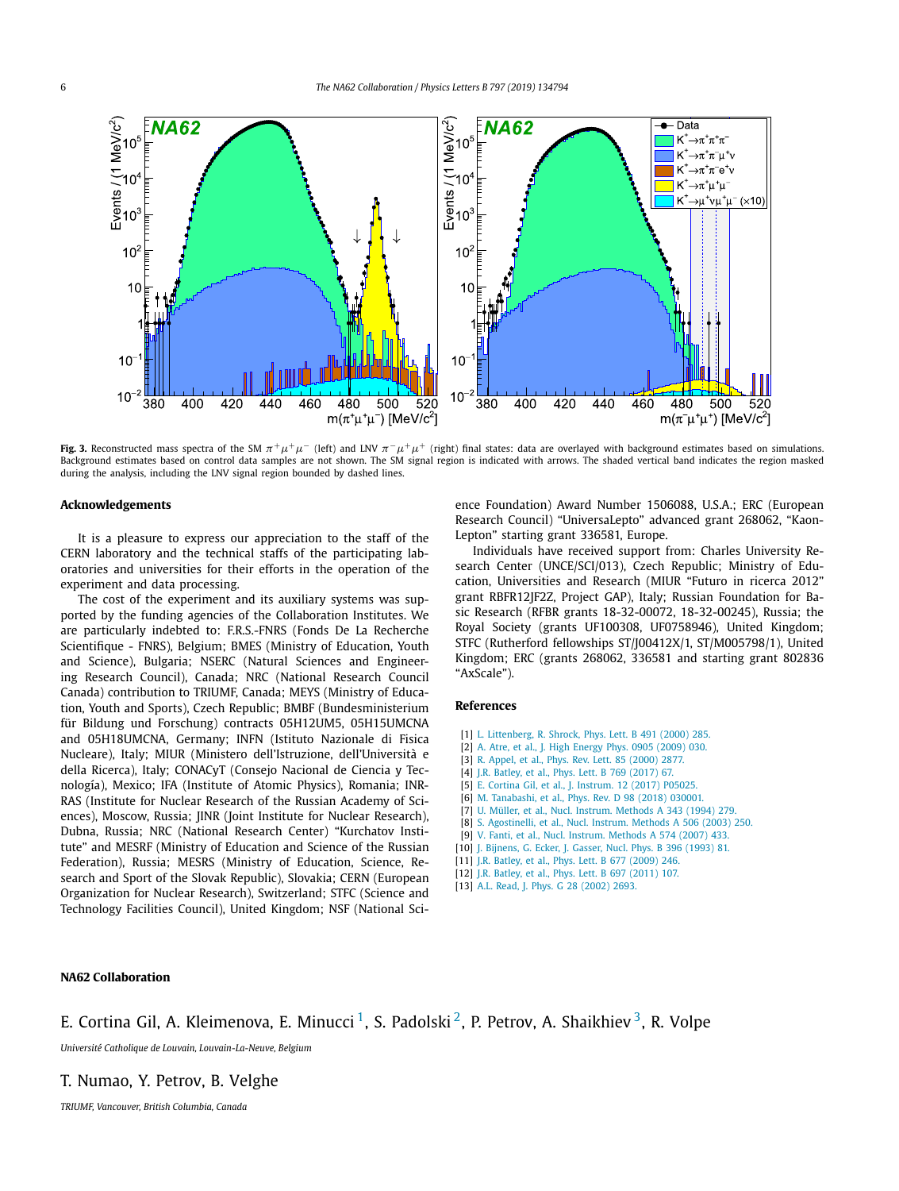**Fig. 3.** Reconstructed mass spectra of the SM $\pi^+\mu^+\mu^-$ (left) and LNV $\pi^-\mu^+\mu^+$ (right) final states: data are overlayed with background estimates based on simulations. Background estimates based on control data samples are not shown. The SM signal region is indicated with arrows. The shaded vertical band indicates the region masked during the analysis, including the LNV signal region bounded by dashed lines.

## Acknowledgements

It is a pleasure to express our appreciation to the staff of the CERN laboratory and the technical staffs of the participating laboratories and universities for their efforts in the operation of the experiment and data processing.

The cost of the experiment and its auxiliary systems was supported by the funding agencies of the Collaboration Institutes. We are particularly indebted to: F.R.S.-FNRS (Fonds De La Recherche Scientifique - FNRS), Belgium; BMES (Ministry of Education, Youth and Science), Bulgaria; NSERC (Natural Sciences and Engineering Research Council), Canada; NRC (National Research Council Canada) contribution to TRIUMF, Canada; MEYS (Ministry of Education, Youth and Sports), Czech Republic; BMBF (Bundesministerium für Bildung und Forschung) contracts 05H12UM5, 05H15UMCNA and 05H18UMCNA, Germany; INFN (Istituto Nazionale di Fisica Nucleare), Italy; MIUR (Ministero dell'Istruzione, dell'Università e della Ricerca), Italy; CONACyT (Consejo Nacional de Ciencia y Tecnología), Mexico; IFA (Institute of Atomic Physics), Romania; INR-RAS (Institute for Nuclear Research of the Russian Academy of Sciences), Moscow, Russia; JINR (Joint Institute for Nuclear Research), Dubna, Russia; NRC (National Research Center) "Kurchatov Institute" and MESRF (Ministry of Education and Science of the Russian Federation), Russia; MESRS (Ministry of Education, Science, Research and Sport of the Slovak Republic), Slovakia; CERN (European Organization for Nuclear Research), Switzerland; STFC (Science and Technology Facilities Council), United Kingdom; NSF (National Science Foundation) Award Number 1506088, U.S.A.; ERC (European Research Council) "UniversaLepto" advanced grant 268062, "KaonLepton" starting grant 336581, Europe.

Individuals have received support from: Charles University Research Center (UNCE/SCI/013), Czech Republic; Ministry of Education, Universities and Research (MIUR "Futuro in ricerca 2012" grant RBFR12JF2Z, Project GAP), Italy; Russian Foundation for Basic Research (RFBR grants 18-32-00072, 18-32-00245), Russia; the Royal Society (grants UF100308, UF0758946), United Kingdom; STFC (Rutherford fellowships ST/J00412X/1, ST/M005798/1), United Kingdom; ERC (grants 268062, 336581 and starting grant 802836 "AxScale").

## References

[1] L. Littenberg, R. Shrock, Phys. Lett. B 491 (2000) 285.
[2] A. Atre, et al., J. High Energy Phys. 0905 (2009) 030.
[3] R. Appel, et al., Phys. Rev. Lett. 85 (2000) 2877.
[4] J.R. Batley, et al., Phys. Lett. B 769 (2017) 67.
[5] E. Cortina Gil, et al., J. Instrum. 12 (2017) P05025.
[6] M. Tanabashi, et al., Phys. Rev. D 98 (2018) 030001.
[7] U. Müller, et al., Nucl. Instrum. Methods A 343 (1994) 279.
[8] S. Agostinelli, et al., Nucl. Instrum. Methods A 506 (2003) 250.
[9] V. Fanti, et al., Nucl. Instrum. Methods A 574 (2007) 433.
[10] J. Bijnens, G. Ecker, J. Gasser, Nucl. Phys. B 396 (1993) 81.
[11] J.R. Batley, et al., Phys. Lett. B 677 (2009) 246.
[12] J.R. Batley, et al., Phys. Lett. B 697 (2011) 107.
[13] A.L. Read, J. Phys. G 28 (2002) 2693.

## NA62 Collaboration

E. Cortina Gil, A. Kleimenova, E. Minucci [1], S. Padolski [2], P. Petrov, A. Shaikhiev [3], R. Volpe

*Université Catholique de Louvain, Louvain-La-Neuve, Belgium*

T. Numao, Y. Petrov, B. Velghe

*TRIUMF, Vancouver, British Columbia, Canada*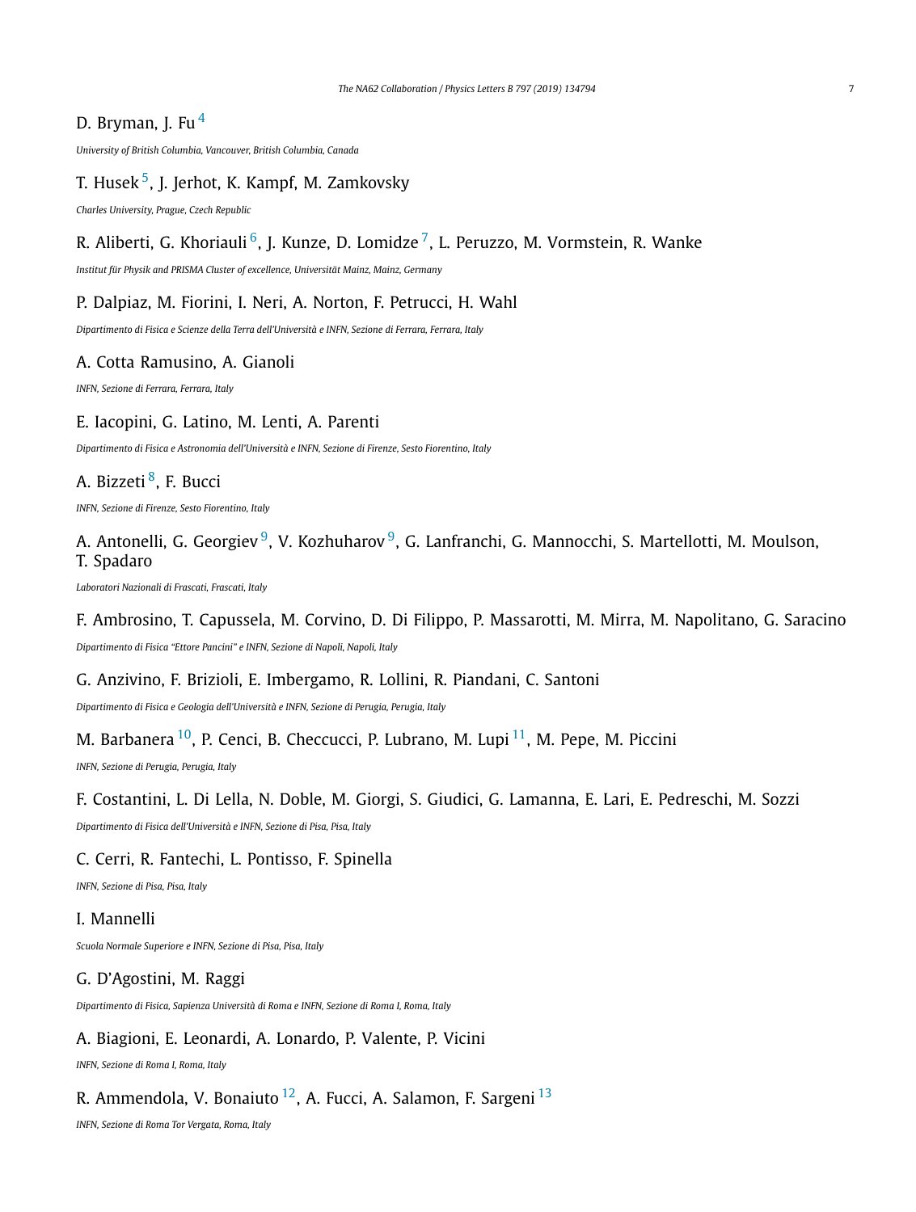D. Bryman, J. Fu [4]

*University of British Columbia, Vancouver, British Columbia, Canada*

T. Husek [5], J. Jerhot, K. Kampf, M. Zamkovsky

*Charles University, Prague, Czech Republic*

R. Aliberti, G. Khoriauli [6], J. Kunze, D. Lomidze [7], L. Peruzzo, M. Vormstein, R. Wanke

*Institut für Physik and PRISMA Cluster of excellence, Universität Mainz, Mainz, Germany*

P. Dalpiaz, M. Fiorini, I. Neri, A. Norton, F. Petrucci, H. Wahl

*Dipartimento di Fisica e Scienze della Terra dell'Università e INFN, Sezione di Ferrara, Ferrara, Italy*

A. Cotta Ramusino, A. Gianoli

*INFN, Sezione di Ferrara, Ferrara, Italy*

E. Iacopini, G. Latino, M. Lenti, A. Parenti

*Dipartimento di Fisica e Astronomia dell'Università e INFN, Sezione di Firenze, Sesto Fiorentino, Italy*

A. Bizzeti [8], F. Bucci

*INFN, Sezione di Firenze, Sesto Fiorentino, Italy*

A. Antonelli, G. Georgiev [9], V. Kozhuharov [9], G. Lanfranchi, G. Mannocchi, S. Martellotti, M. Moulson, T. Spadaro

*Laboratori Nazionali di Frascati, Frascati, Italy*

F. Ambrosino, T. Capussela, M. Corvino, D. Di Filippo, P. Massarotti, M. Mirra, M. Napolitano, G. Saracino

*Dipartimento di Fisica "Ettore Pancini" e INFN, Sezione di Napoli, Napoli, Italy*

G. Anzivino, F. Brizioli, E. Imbergamo, R. Lollini, R. Piandani, C. Santoni

*Dipartimento di Fisica e Geologia dell'Università e INFN, Sezione di Perugia, Perugia, Italy*

M. Barbanera [10], P. Cenci, B. Checcucci, P. Lubrano, M. Lupi [11], M. Pepe, M. Piccini

*INFN, Sezione di Perugia, Perugia, Italy*

F. Costantini, L. Di Lella, N. Doble, M. Giorgi, S. Giudici, G. Lamanna, E. Lari, E. Pedreschi, M. Sozzi

*Dipartimento di Fisica dell'Università e INFN, Sezione di Pisa, Pisa, Italy*

C. Cerri, R. Fantechi, L. Pontisso, F. Spinella

*INFN, Sezione di Pisa, Pisa, Italy*

I. Mannelli

*Scuola Normale Superiore e INFN, Sezione di Pisa, Pisa, Italy*

G. D'Agostini, M. Raggi

*Dipartimento di Fisica, Sapienza Università di Roma e INFN, Sezione di Roma I, Roma, Italy*

A. Biagioni, E. Leonardi, A. Lonardo, P. Valente, P. Vicini

*INFN, Sezione di Roma I, Roma, Italy*

R. Ammendola, V. Bonaiuto [12], A. Fucci, A. Salamon, F. Sargeni [13]

*INFN, Sezione di Roma Tor Vergata, Roma, Italy*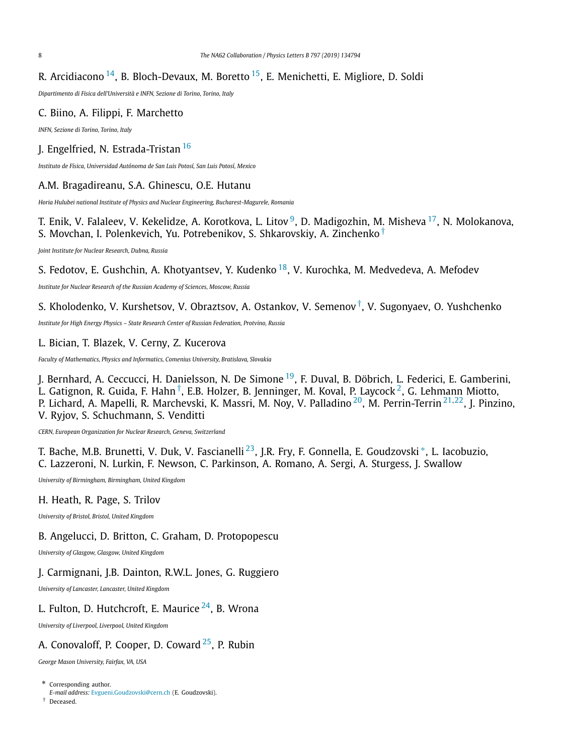R. Arcidiacono [14], B. Bloch-Devaux, M. Boretto [15], E. Menichetti, E. Migliore, D. Soldi

*Dipartimento di Fisica dell'Università e INFN, Sezione di Torino, Torino, Italy*

C. Biino, A. Filippi, F. Marchetto

*INFN, Sezione di Torino, Torino, Italy*

J. Engelfried, N. Estrada-Tristan [16]

*Instituto de Física, Universidad Autónoma de San Luis Potosí, San Luis Potosí, Mexico*

A.M. Bragadireanu, S.A. Ghinescu, O.E. Hutanu

*Horia Hulubei national Institute of Physics and Nuclear Engineering, Bucharest-Magurele, Romania*

T. Enik, V. Falaleev, V. Kekelidze, A. Korotkova, L. Litov [9], D. Madigozhin, M. Misheva [17], N. Molokanova, S. Movchan, I. Polenkevich, Yu. Potrebenikov, S. Shkarovskiy, A. Zinchenko [†]

*Joint Institute for Nuclear Research, Dubna, Russia*

S. Fedotov, E. Gushchin, A. Khotyantsev, Y. Kudenko [18], V. Kurochka, M. Medvedeva, A. Mefodev

*Institute for Nuclear Research of the Russian Academy of Sciences, Moscow, Russia*

S. Kholodenko, V. Kurshetsov, V. Obraztsov, A. Ostankov, V. Semenov [†], V. Sugonyaev, O. Yushchenko

*Institute for High Energy Physics – State Research Center of Russian Federation, Protvino, Russia*

L. Bician, T. Blazek, V. Cerny, Z. Kucerova

*Faculty of Mathematics, Physics and Informatics, Comenius University, Bratislava, Slovakia*

J. Bernhard, A. Ceccucci, H. Danielsson, N. De Simone [19], F. Duval, B. Döbrich, L. Federici, E. Gamberini, L. Gatignon, R. Guida, F. Hahn [†], E.B. Holzer, B. Jenninger, M. Koval, P. Laycock [2], G. Lehmann Miotto, P. Lichard, A. Mapelli, R. Marchevski, K. Massri, M. Noy, V. Palladino [20], M. Perrin-Terrin [21,22], J. Pinzino, V. Ryjov, S. Schuchmann, S. Venditti

*CERN, European Organization for Nuclear Research, Geneva, Switzerland*

T. Bache, M.B. Brunetti, V. Duk, V. Fascianelli [23], J.R. Fry, F. Gonnella, E. Goudzovski [*], L. Iacobuzio, C. Lazzeroni, N. Lurkin, F. Newson, C. Parkinson, A. Romano, A. Sergi, A. Sturgess, J. Swallow

*University of Birmingham, Birmingham, United Kingdom*

H. Heath, R. Page, S. Trilov

*University of Bristol, Bristol, United Kingdom*

B. Angelucci, D. Britton, C. Graham, D. Protopopescu

*University of Glasgow, Glasgow, United Kingdom*

J. Carmignani, J.B. Dainton, R.W.L. Jones, G. Ruggiero

*University of Lancaster, Lancaster, United Kingdom*

L. Fulton, D. Hutchcroft, E. Maurice [24], B. Wrona

*University of Liverpool, Liverpool, United Kingdom*

A. Conovaloff, P. Cooper, D. Coward [25], P. Rubin

*George Mason University, Fairfax, VA, USA*

\* Corresponding author.
*E-mail address:* Evgueni.Goudzovski@cern.ch (E. Goudzovski).

† Deceased.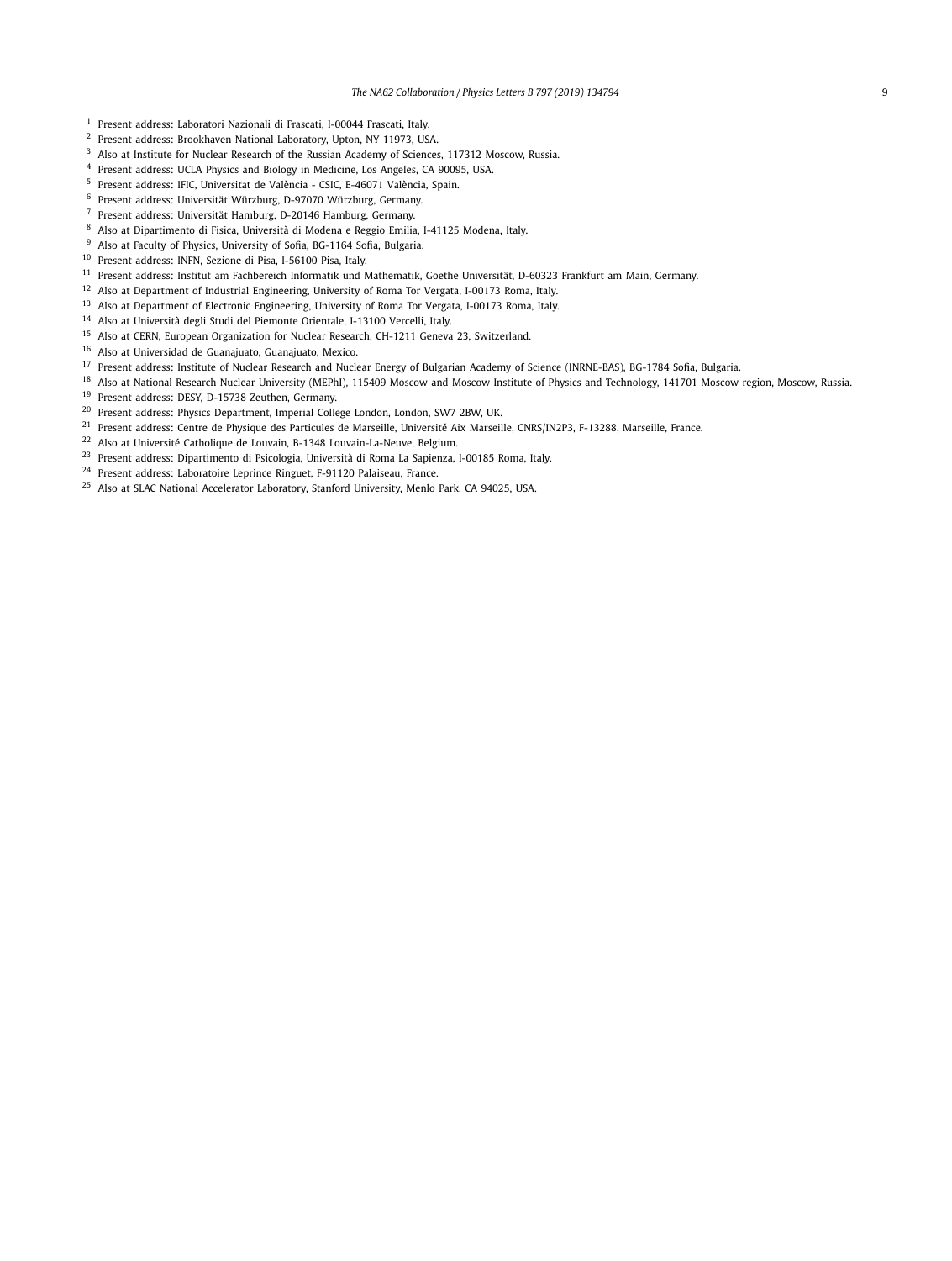[1] Present address: Laboratori Nazionali di Frascati, I-00044 Frascati, Italy.
[2] Present address: Brookhaven National Laboratory, Upton, NY 11973, USA.
[3] Also at Institute for Nuclear Research of the Russian Academy of Sciences, 117312 Moscow, Russia.
[4] Present address: UCLA Physics and Biology in Medicine, Los Angeles, CA 90095, USA.
[5] Present address: IFIC, Universitat de València - CSIC, E-46071 València, Spain.
[6] Present address: Universität Würzburg, D-97070 Würzburg, Germany.
[7] Present address: Universität Hamburg, D-20146 Hamburg, Germany.
[8] Also at Dipartimento di Fisica, Università di Modena e Reggio Emilia, I-41125 Modena, Italy.
[9] Also at Faculty of Physics, University of Sofia, BG-1164 Sofia, Bulgaria.
[10] Present address: INFN, Sezione di Pisa, I-56100 Pisa, Italy.
[11] Present address: Institut am Fachbereich Informatik und Mathematik, Goethe Universität, D-60323 Frankfurt am Main, Germany.
[12] Also at Department of Industrial Engineering, University of Roma Tor Vergata, I-00173 Roma, Italy.
[13] Also at Department of Electronic Engineering, University of Roma Tor Vergata, I-00173 Roma, Italy.
[14] Also at Università degli Studi del Piemonte Orientale, I-13100 Vercelli, Italy.
[15] Also at CERN, European Organization for Nuclear Research, CH-1211 Geneva 23, Switzerland.
[16] Also at Universidad de Guanajuato, Guanajuato, Mexico.
[17] Present address: Institute of Nuclear Research and Nuclear Energy of Bulgarian Academy of Science (INRNE-BAS), BG-1784 Sofia, Bulgaria.
[18] Also at National Research Nuclear University (MEPhI), 115409 Moscow and Moscow Institute of Physics and Technology, 141701 Moscow region, Moscow, Russia.
[19] Present address: DESY, D-15738 Zeuthen, Germany.
[20] Present address: Physics Department, Imperial College London, London, SW7 2BW, UK.
[21] Present address: Centre de Physique des Particules de Marseille, Université Aix Marseille, CNRS/IN2P3, F-13288, Marseille, France.
[22] Also at Université Catholique de Louvain, B-1348 Louvain-La-Neuve, Belgium.
[23] Present address: Dipartimento di Psicologia, Università di Roma La Sapienza, I-00185 Roma, Italy.
[24] Present address: Laboratoire Leprince Ringuet, F-91120 Palaiseau, France.
[25] Also at SLAC National Accelerator Laboratory, Stanford University, Menlo Park, CA 94025, USA.